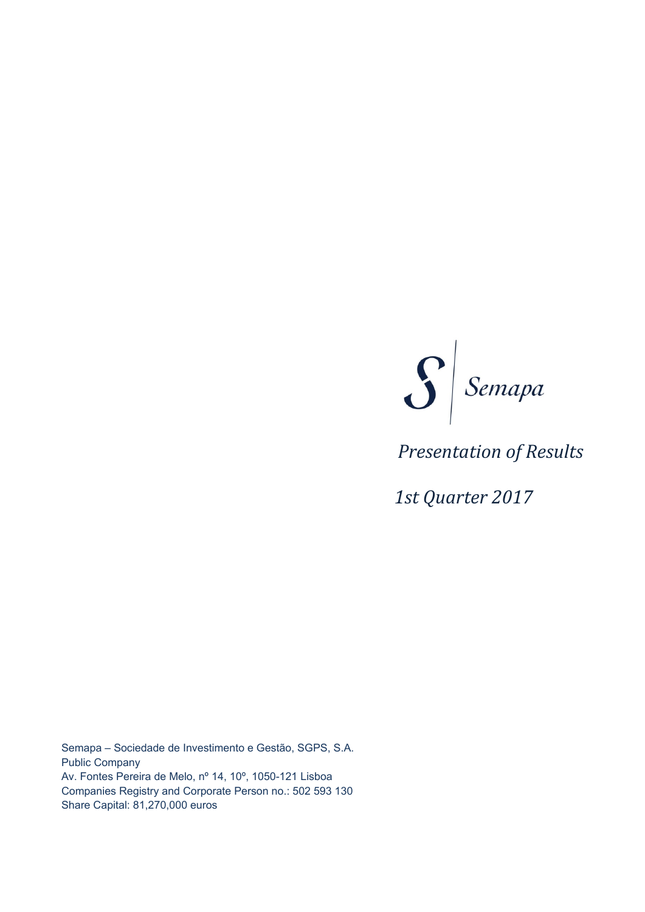Semapa

# Presentation of Results

## 1st Quarter 2017

Semapa – Sociedade de Investimento e Gestão, SGPS, S.A.
Public Company
Av. Fontes Pereira de Melo, nº 14, 10º, 1050-121 Lisboa
Companies Registry and Corporate Person no.: 502 593 130
Share Capital: 81,270,000 euros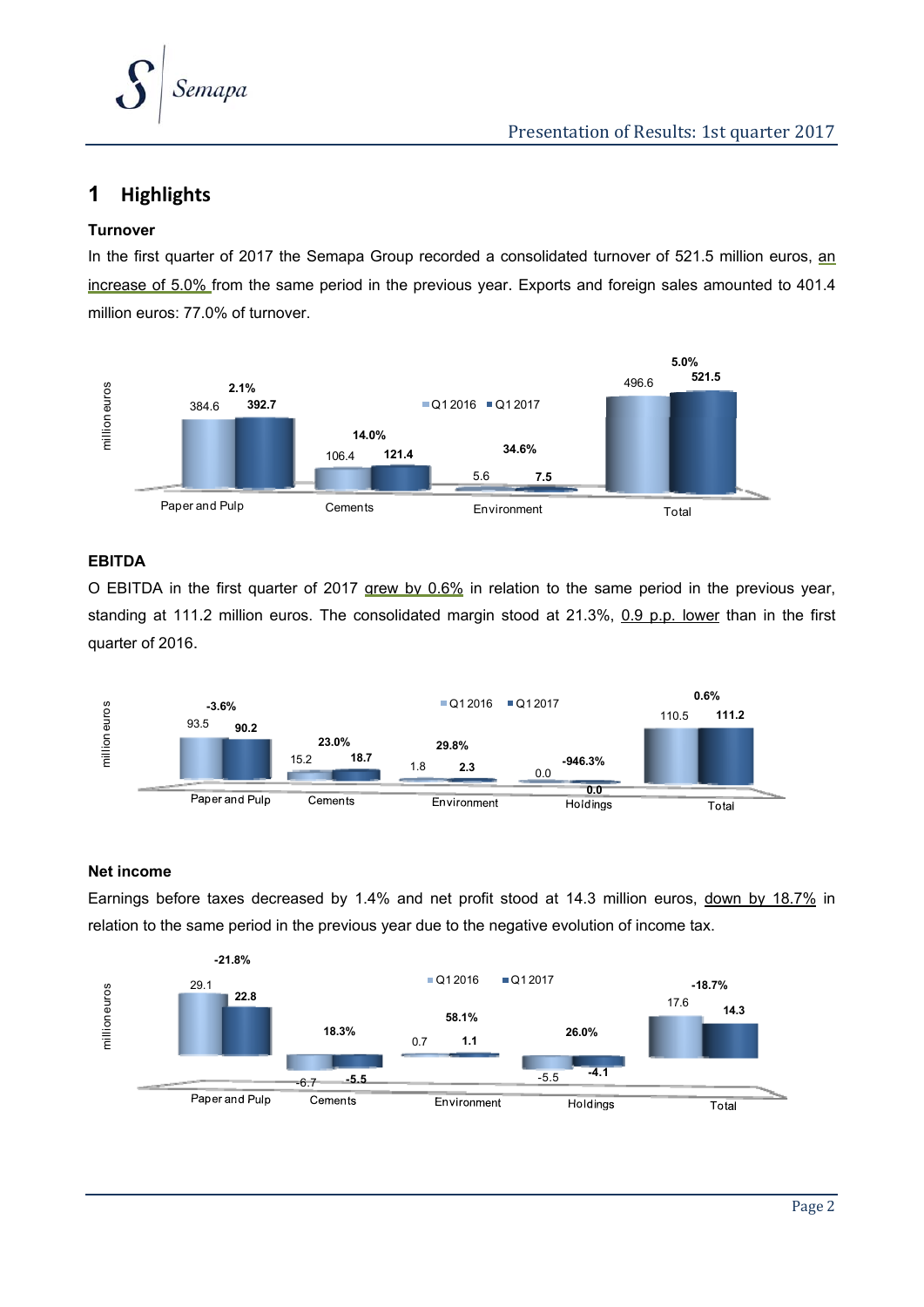# 1 Highlights

### Turnover

In the first quarter of 2017 the Semapa Group recorded a consolidated turnover of 521.5 million euros, an increase of 5.0% from the same period in the previous year. Exports and foreign sales amounted to 401.4 million euros: 77.0% of turnover.

| million euros | Q1 2016 | Q1 2017 | Change |
| --- | --- | --- | --- |
| Paper and Pulp | 384.6 | 392.7 | 2.1% |
| Cements | 106.4 | 121.4 | 14.0% |
| Environment | 5.6 | 7.5 | 34.6% |
| Total | 496.6 | 521.5 | 5.0% |

### EBITDA

O EBITDA in the first quarter of 2017 grew by 0.6% in relation to the same period in the previous year, standing at 111.2 million euros. The consolidated margin stood at 21.3%, 0.9 p.p. lower than in the first quarter of 2016.

| million euros | Q1 2016 | Q1 2017 | Change |
| --- | --- | --- | --- |
| Paper and Pulp | 93.5 | 90.2 | -3.6% |
| Cements | 15.2 | 18.7 | 23.0% |
| Environment | 1.8 | 2.3 | 29.8% |
| Holdings | 0.0 | 0.0 | -946.3% |
| Total | 110.5 | 111.2 | 0.6% |

### Net income

Earnings before taxes decreased by 1.4% and net profit stood at 14.3 million euros, down by 18.7% in relation to the same period in the previous year due to the negative evolution of income tax.

| million euros | Q1 2016 | Q1 2017 | Change |
| --- | --- | --- | --- |
| Paper and Pulp | 29.1 | 22.8 | -21.8% |
| Cements | -6.7 | -5.5 | 18.3% |
| Environment | 0.7 | 1.1 | 58.1% |
| Holdings | -5.5 | -4.1 | 26.0% |
| Total | 17.6 | 14.3 | -18.7% |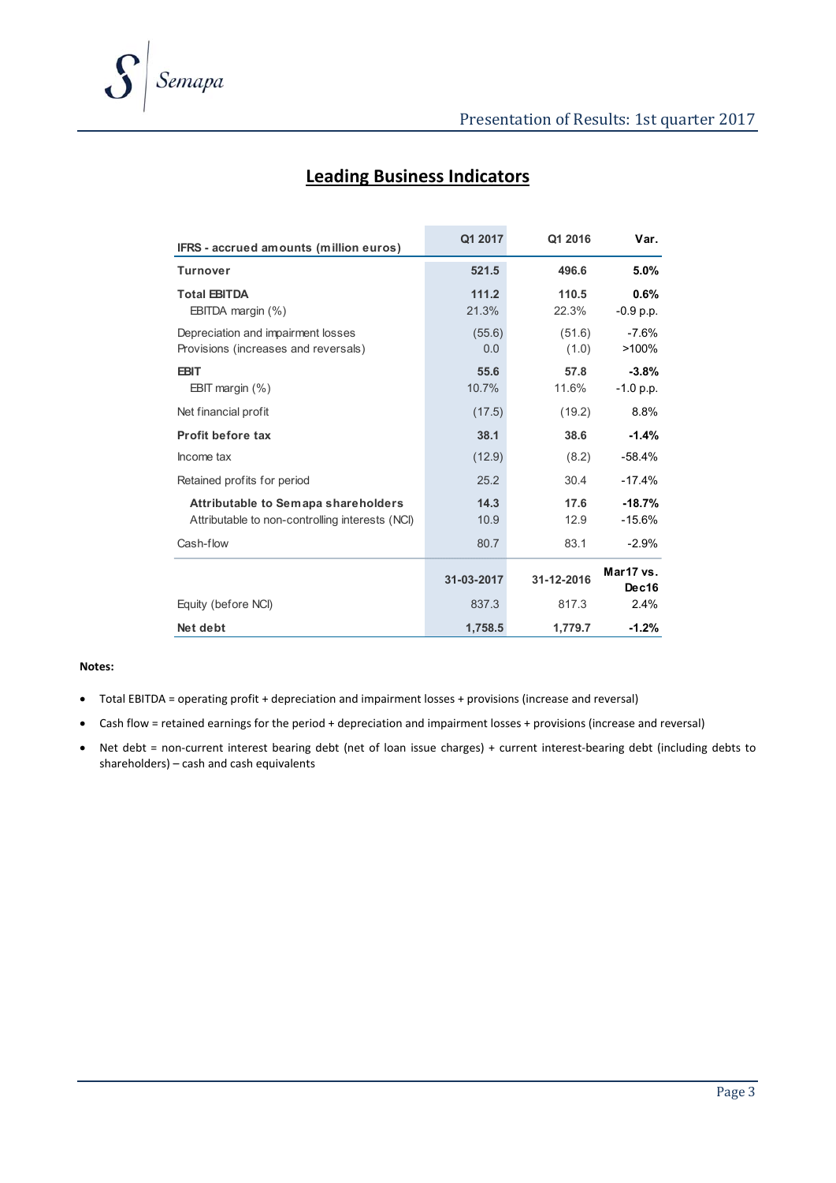## Leading Business Indicators

| IFRS - accrued amounts (million euros) | Q1 2017 | Q1 2016 | Var. |
|---|---|---|---|
| **Turnover** | **521.5** | **496.6** | **5.0%** |
| **Total EBITDA** | **111.2** | **110.5** | **0.6%** |
| EBITDA margin (%) | 21.3% | 22.3% | -0.9 p.p. |
| Depreciation and impairment losses | (55.6) | (51.6) | -7.6% |
| Provisions (increases and reversals) | 0.0 | (1.0) | >100% |
| **EBIT** | **55.6** | **57.8** | **-3.8%** |
| EBIT margin (%) | 10.7% | 11.6% | -1.0 p.p. |
| Net financial profit | (17.5) | (19.2) | 8.8% |
| **Profit before tax** | **38.1** | **38.6** | **-1.4%** |
| Income tax | (12.9) | (8.2) | -58.4% |
| Retained profits for period | 25.2 | 30.4 | -17.4% |
| **Attributable to Semapa shareholders** | **14.3** | **17.6** | **-18.7%** |
| Attributable to non-controlling interests (NCI) | 10.9 | 12.9 | -15.6% |
| Cash-flow | 80.7 | 83.1 | -2.9% |
| | **31-03-2017** | **31-12-2016** | **Mar17 vs. Dec16** |
| Equity (before NCI) | 837.3 | 817.3 | 2.4% |
| **Net debt** | **1,758.5** | **1,779.7** | **-1.2%** |

**Notes:**

- Total EBITDA = operating profit + depreciation and impairment losses + provisions (increase and reversal)
- Cash flow = retained earnings for the period + depreciation and impairment losses + provisions (increase and reversal)
- Net debt = non-current interest bearing debt (net of loan issue charges) + current interest-bearing debt (including debts to shareholders) – cash and cash equivalents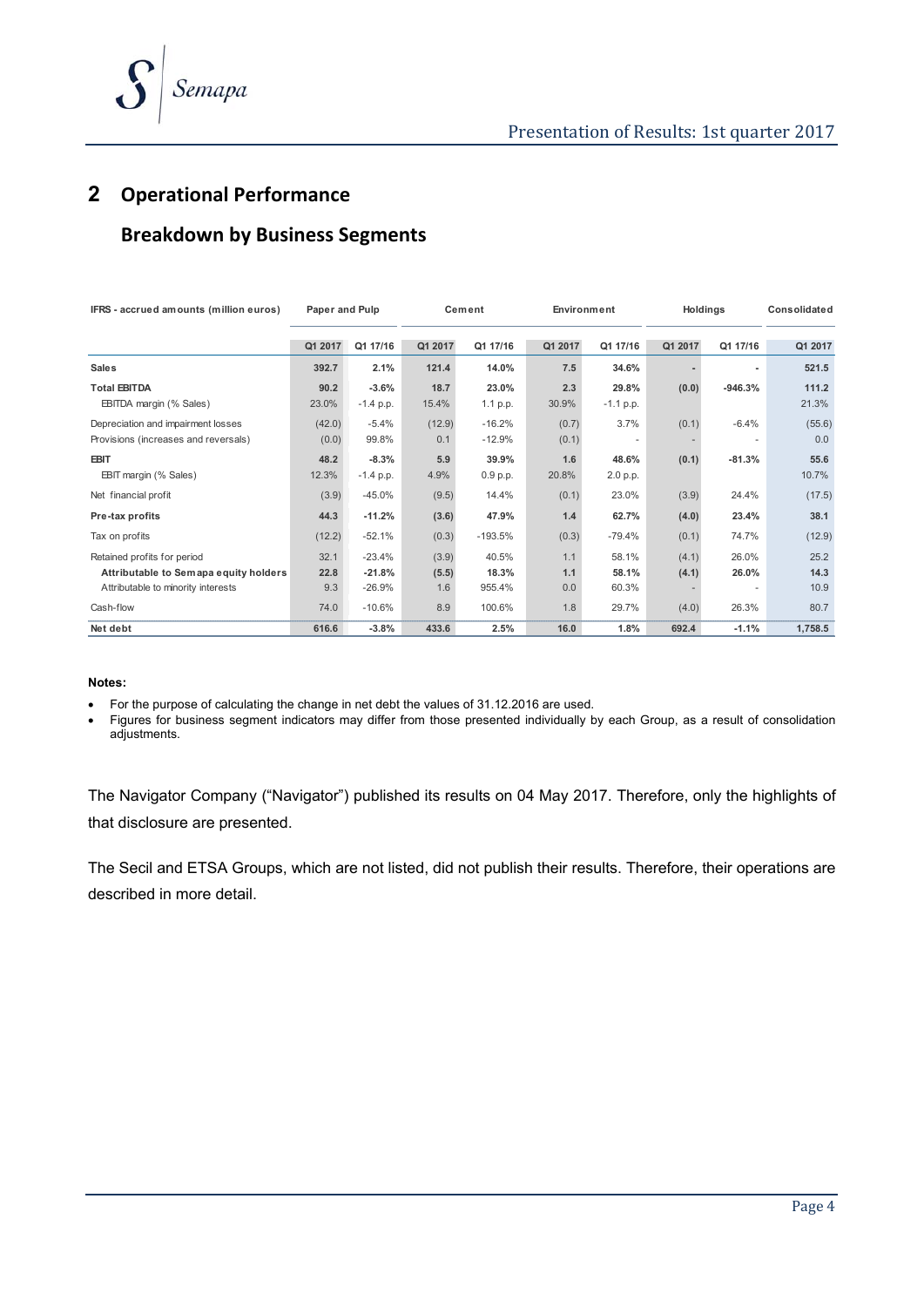# 2 Operational Performance

## Breakdown by Business Segments

| IFRS - accrued amounts (million euros) | Paper and Pulp | | Cement | | Environment | | Holdings | | Consolidated |
|---|---|---|---|---|---|---|---|---|---|
| | Q1 2017 | Q1 17/16 | Q1 2017 | Q1 17/16 | Q1 2017 | Q1 17/16 | Q1 2017 | Q1 17/16 | Q1 2017 |
| **Sales** | **392.7** | **2.1%** | **121.4** | **14.0%** | **7.5** | **34.6%** | **-** | **-** | **521.5** |
| **Total EBITDA** | **90.2** | **-3.6%** | **18.7** | **23.0%** | **2.3** | **29.8%** | **(0.0)** | **-946.3%** | **111.2** |
| EBITDA margin (% Sales) | 23.0% | -1.4 p.p. | 15.4% | 1.1 p.p. | 30.9% | -1.1 p.p. | | | 21.3% |
| Depreciation and impairment losses | (42.0) | -5.4% | (12.9) | -16.2% | (0.7) | 3.7% | (0.1) | -6.4% | (55.6) |
| Provisions (increases and reversals) | (0.0) | 99.8% | 0.1 | -12.9% | (0.1) | - | - | - | 0.0 |
| **EBIT** | **48.2** | **-8.3%** | **5.9** | **39.9%** | **1.6** | **48.6%** | **(0.1)** | **-81.3%** | **55.6** |
| EBIT margin (% Sales) | 12.3% | -1.4 p.p. | 4.9% | 0.9 p.p. | 20.8% | 2.0 p.p. | | | 10.7% |
| Net financial profit | (3.9) | -45.0% | (9.5) | 14.4% | (0.1) | 23.0% | (3.9) | 24.4% | (17.5) |
| **Pre-tax profits** | **44.3** | **-11.2%** | **(3.6)** | **47.9%** | **1.4** | **62.7%** | **(4.0)** | **23.4%** | **38.1** |
| Tax on profits | (12.2) | -52.1% | (0.3) | -193.5% | (0.3) | -79.4% | (0.1) | 74.7% | (12.9) |
| Retained profits for period | 32.1 | -23.4% | (3.9) | 40.5% | 1.1 | 58.1% | (4.1) | 26.0% | 25.2 |
| **Attributable to Semapa equity holders** | **22.8** | **-21.8%** | **(5.5)** | **18.3%** | **1.1** | **58.1%** | **(4.1)** | **26.0%** | **14.3** |
| Attributable to minority interests | 9.3 | -26.9% | 1.6 | 955.4% | 0.0 | 60.3% | - | - | 10.9 |
| Cash-flow | 74.0 | -10.6% | 8.9 | 100.6% | 1.8 | 29.7% | (4.0) | 26.3% | 80.7 |
| **Net debt** | **616.6** | **-3.8%** | **433.6** | **2.5%** | **16.0** | **1.8%** | **692.4** | **-1.1%** | **1,758.5** |

**Notes:**

- For the purpose of calculating the change in net debt the values of 31.12.2016 are used.
- Figures for business segment indicators may differ from those presented individually by each Group, as a result of consolidation adjustments.

The Navigator Company ("Navigator") published its results on 04 May 2017. Therefore, only the highlights of that disclosure are presented.

The Secil and ETSA Groups, which are not listed, did not publish their results. Therefore, their operations are described in more detail.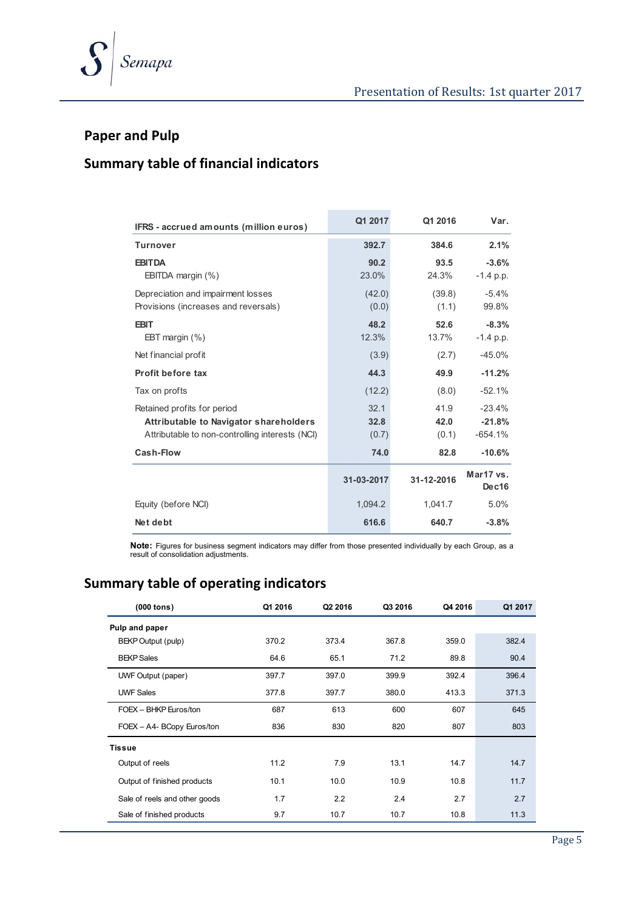## Paper and Pulp

## Summary table of financial indicators

| IFRS - accrued amounts (million euros) | Q1 2017 | Q1 2016 | Var. |
|---|---|---|---|
| **Turnover** | **392.7** | **384.6** | **2.1%** |
| **EBITDA** | **90.2** | **93.5** | **-3.6%** |
| EBITDA margin (%) | 23.0% | 24.3% | -1.4 p.p. |
| Depreciation and impairment losses | (42.0) | (39.8) | -5.4% |
| Provisions (increases and reversals) | (0.0) | (1.1) | 99.8% |
| **EBIT** | **48.2** | **52.6** | **-8.3%** |
| EBT margin (%) | 12.3% | 13.7% | -1.4 p.p. |
| Net financial profit | (3.9) | (2.7) | -45.0% |
| **Profit before tax** | **44.3** | **49.9** | **-11.2%** |
| Tax on profts | (12.2) | (8.0) | -52.1% |
| Retained profits for period | 32.1 | 41.9 | -23.4% |
| **Attributable to Navigator shareholders** | **32.8** | **42.0** | **-21.8%** |
| Attributable to non-controlling interests (NCI) | (0.7) | (0.1) | -654.1% |
| **Cash-Flow** | **74.0** | **82.8** | **-10.6%** |
| | **31-03-2017** | **31-12-2016** | **Mar17 vs. Dec16** |
| Equity (before NCI) | 1,094.2 | 1,041.7 | 5.0% |
| **Net debt** | **616.6** | **640.7** | **-3.8%** |

**Note:** Figures for business segment indicators may differ from those presented individually by each Group, as a result of consolidation adjustments.

## Summary table of operating indicators

| (000 tons) | Q1 2016 | Q2 2016 | Q3 2016 | Q4 2016 | Q1 2017 |
|---|---|---|---|---|---|
| **Pulp and paper** | | | | | |
| BEKP Output (pulp) | 370.2 | 373.4 | 367.8 | 359.0 | 382.4 |
| BEKP Sales | 64.6 | 65.1 | 71.2 | 89.8 | 90.4 |
| UWF Output (paper) | 397.7 | 397.0 | 399.9 | 392.4 | 396.4 |
| UWF Sales | 377.8 | 397.7 | 380.0 | 413.3 | 371.3 |
| FOEX – BHKP Euros/ton | 687 | 613 | 600 | 607 | 645 |
| FOEX – A4- BCopy Euros/ton | 836 | 830 | 820 | 807 | 803 |
| **Tissue** | | | | | |
| Output of reels | 11.2 | 7.9 | 13.1 | 14.7 | 14.7 |
| Output of finished products | 10.1 | 10.0 | 10.9 | 10.8 | 11.7 |
| Sale of reels and other goods | 1.7 | 2.2 | 2.4 | 2.7 | 2.7 |
| Sale of finished products | 9.7 | 10.7 | 10.7 | 10.8 | 11.3 |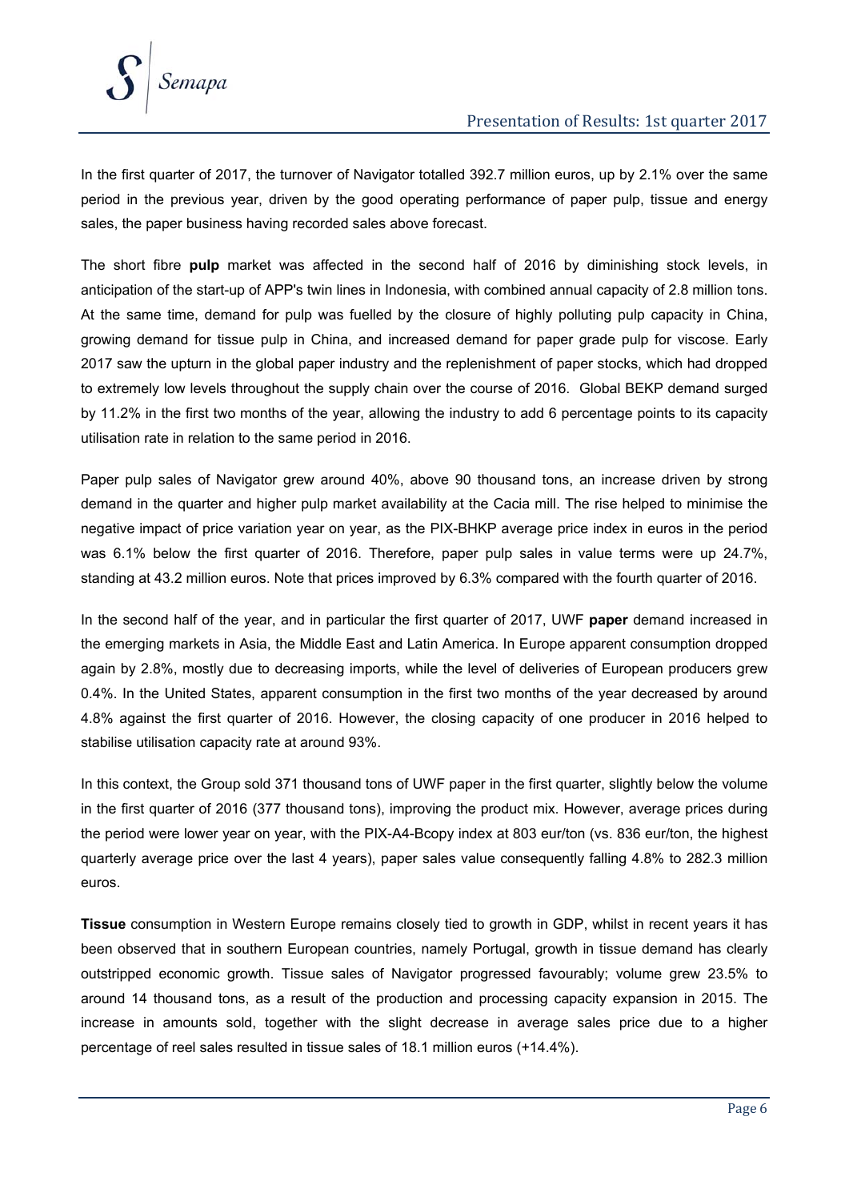In the first quarter of 2017, the turnover of Navigator totalled 392.7 million euros, up by 2.1% over the same period in the previous year, driven by the good operating performance of paper pulp, tissue and energy sales, the paper business having recorded sales above forecast.

The short fibre **pulp** market was affected in the second half of 2016 by diminishing stock levels, in anticipation of the start-up of APP's twin lines in Indonesia, with combined annual capacity of 2.8 million tons. At the same time, demand for pulp was fuelled by the closure of highly polluting pulp capacity in China, growing demand for tissue pulp in China, and increased demand for paper grade pulp for viscose. Early 2017 saw the upturn in the global paper industry and the replenishment of paper stocks, which had dropped to extremely low levels throughout the supply chain over the course of 2016. Global BEKP demand surged by 11.2% in the first two months of the year, allowing the industry to add 6 percentage points to its capacity utilisation rate in relation to the same period in 2016.

Paper pulp sales of Navigator grew around 40%, above 90 thousand tons, an increase driven by strong demand in the quarter and higher pulp market availability at the Cacia mill. The rise helped to minimise the negative impact of price variation year on year, as the PIX-BHKP average price index in euros in the period was 6.1% below the first quarter of 2016. Therefore, paper pulp sales in value terms were up 24.7%, standing at 43.2 million euros. Note that prices improved by 6.3% compared with the fourth quarter of 2016.

In the second half of the year, and in particular the first quarter of 2017, UWF **paper** demand increased in the emerging markets in Asia, the Middle East and Latin America. In Europe apparent consumption dropped again by 2.8%, mostly due to decreasing imports, while the level of deliveries of European producers grew 0.4%. In the United States, apparent consumption in the first two months of the year decreased by around 4.8% against the first quarter of 2016. However, the closing capacity of one producer in 2016 helped to stabilise utilisation capacity rate at around 93%.

In this context, the Group sold 371 thousand tons of UWF paper in the first quarter, slightly below the volume in the first quarter of 2016 (377 thousand tons), improving the product mix. However, average prices during the period were lower year on year, with the PIX-A4-Bcopy index at 803 eur/ton (vs. 836 eur/ton, the highest quarterly average price over the last 4 years), paper sales value consequently falling 4.8% to 282.3 million euros.

**Tissue** consumption in Western Europe remains closely tied to growth in GDP, whilst in recent years it has been observed that in southern European countries, namely Portugal, growth in tissue demand has clearly outstripped economic growth. Tissue sales of Navigator progressed favourably; volume grew 23.5% to around 14 thousand tons, as a result of the production and processing capacity expansion in 2015. The increase in amounts sold, together with the slight decrease in average sales price due to a higher percentage of reel sales resulted in tissue sales of 18.1 million euros (+14.4%).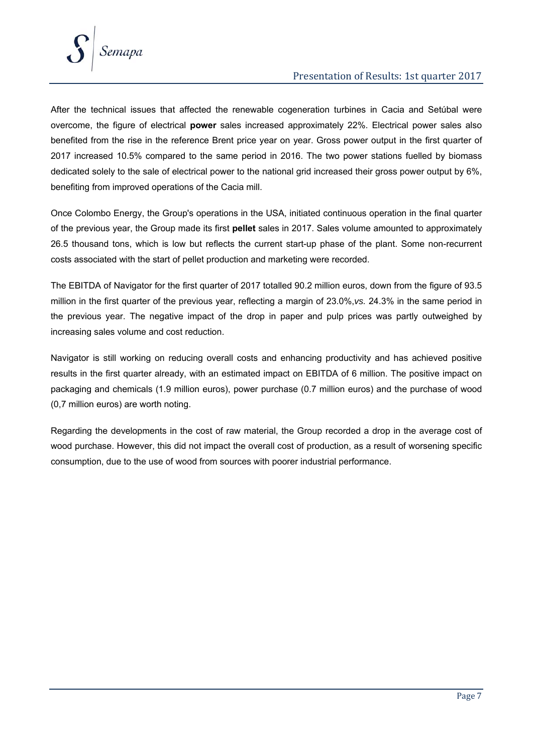After the technical issues that affected the renewable cogeneration turbines in Cacia and Setúbal were overcome, the figure of electrical **power** sales increased approximately 22%. Electrical power sales also benefited from the rise in the reference Brent price year on year. Gross power output in the first quarter of 2017 increased 10.5% compared to the same period in 2016. The two power stations fuelled by biomass dedicated solely to the sale of electrical power to the national grid increased their gross power output by 6%, benefiting from improved operations of the Cacia mill.

Once Colombo Energy, the Group's operations in the USA, initiated continuous operation in the final quarter of the previous year, the Group made its first **pellet** sales in 2017. Sales volume amounted to approximately 26.5 thousand tons, which is low but reflects the current start-up phase of the plant. Some non-recurrent costs associated with the start of pellet production and marketing were recorded.

The EBITDA of Navigator for the first quarter of 2017 totalled 90.2 million euros, down from the figure of 93.5 million in the first quarter of the previous year, reflecting a margin of 23.0%,*vs.* 24.3% in the same period in the previous year. The negative impact of the drop in paper and pulp prices was partly outweighed by increasing sales volume and cost reduction.

Navigator is still working on reducing overall costs and enhancing productivity and has achieved positive results in the first quarter already, with an estimated impact on EBITDA of 6 million. The positive impact on packaging and chemicals (1.9 million euros), power purchase (0.7 million euros) and the purchase of wood (0,7 million euros) are worth noting.

Regarding the developments in the cost of raw material, the Group recorded a drop in the average cost of wood purchase. However, this did not impact the overall cost of production, as a result of worsening specific consumption, due to the use of wood from sources with poorer industrial performance.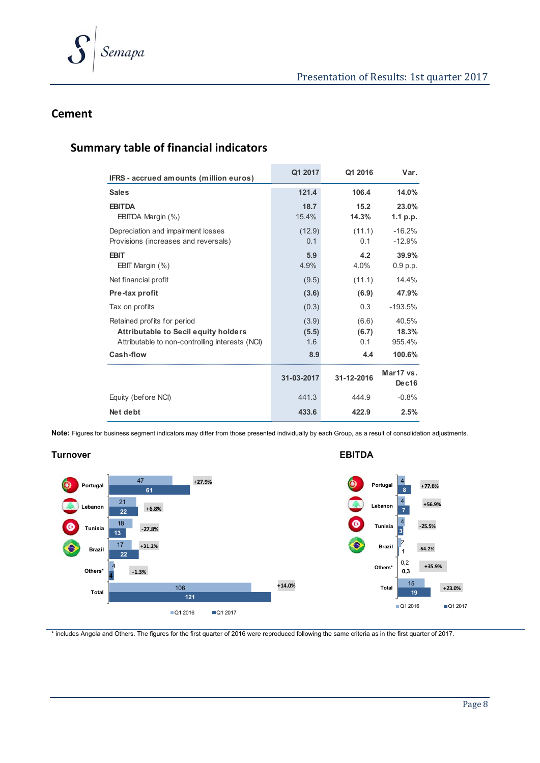## Cement

### Summary table of financial indicators

| IFRS - accrued amounts (million euros) | Q1 2017 | Q1 2016 | Var. |
|---|---|---|---|
| **Sales** | **121.4** | **106.4** | **14.0%** |
| **EBITDA** | **18.7** | **15.2** | **23.0%** |
| EBITDA Margin (%) | 15.4% | **14.3%** | **1.1 p.p.** |
| Depreciation and impairment losses | (12.9) | (11.1) | -16.2% |
| Provisions (increases and reversals) | 0.1 | 0.1 | -12.9% |
| **EBIT** | **5.9** | **4.2** | **39.9%** |
| EBIT Margin (%) | 4.9% | 4.0% | 0.9 p.p. |
| Net financial profit | (9.5) | (11.1) | 14.4% |
| **Pre-tax profit** | **(3.6)** | **(6.9)** | **47.9%** |
| Tax on profits | (0.3) | 0.3 | -193.5% |
| Retained profits for period | (3.9) | (6.6) | 40.5% |
| **Attributable to Secil equity holders** | **(5.5)** | **(6.7)** | **18.3%** |
| Attributable to non-controlling interests (NCI) | 1.6 | 0.1 | 955.4% |
| **Cash-flow** | **8.9** | **4.4** | **100.6%** |
| | **31-03-2017** | **31-12-2016** | **Mar17 vs. Dec16** |
| Equity (before NCI) | 441.3 | 444.9 | -0.8% |
| **Net debt** | **433.6** | **422.9** | **2.5%** |

**Note:** Figures for business segment indicators may differ from those presented individually by each Group, as a result of consolidation adjustments.

**Turnover**

| | Q1 2016 | Q1 2017 | Var. |
|---|---|---|---|
| Portugal | 47 | 61 | +27.9% |
| Lebanon | 21 | 22 | +6.8% |
| Tunisia | 18 | 13 | -27.8% |
| Brazil | 17 | 22 | +31.2% |
| Others* | 4 | 4 | -1.3% |
| Total | 106 | 121 | +14.0% |

**EBITDA**

| | Q1 2016 | Q1 2017 | Var. |
|---|---|---|---|
| Portugal | 4 | 8 | +77.6% |
| Lebanon | 4 | 7 | +56.9% |
| Tunisia | 4 | 3 | -25.5% |
| Brazil | 2 | 1 | -64.2% |
| Others* | 0,2 | 0,3 | +35.9% |
| Total | 15 | 19 | +23.0% |

\* includes Angola and Others. The figures for the first quarter of 2016 were reproduced following the same criteria as in the first quarter of 2017.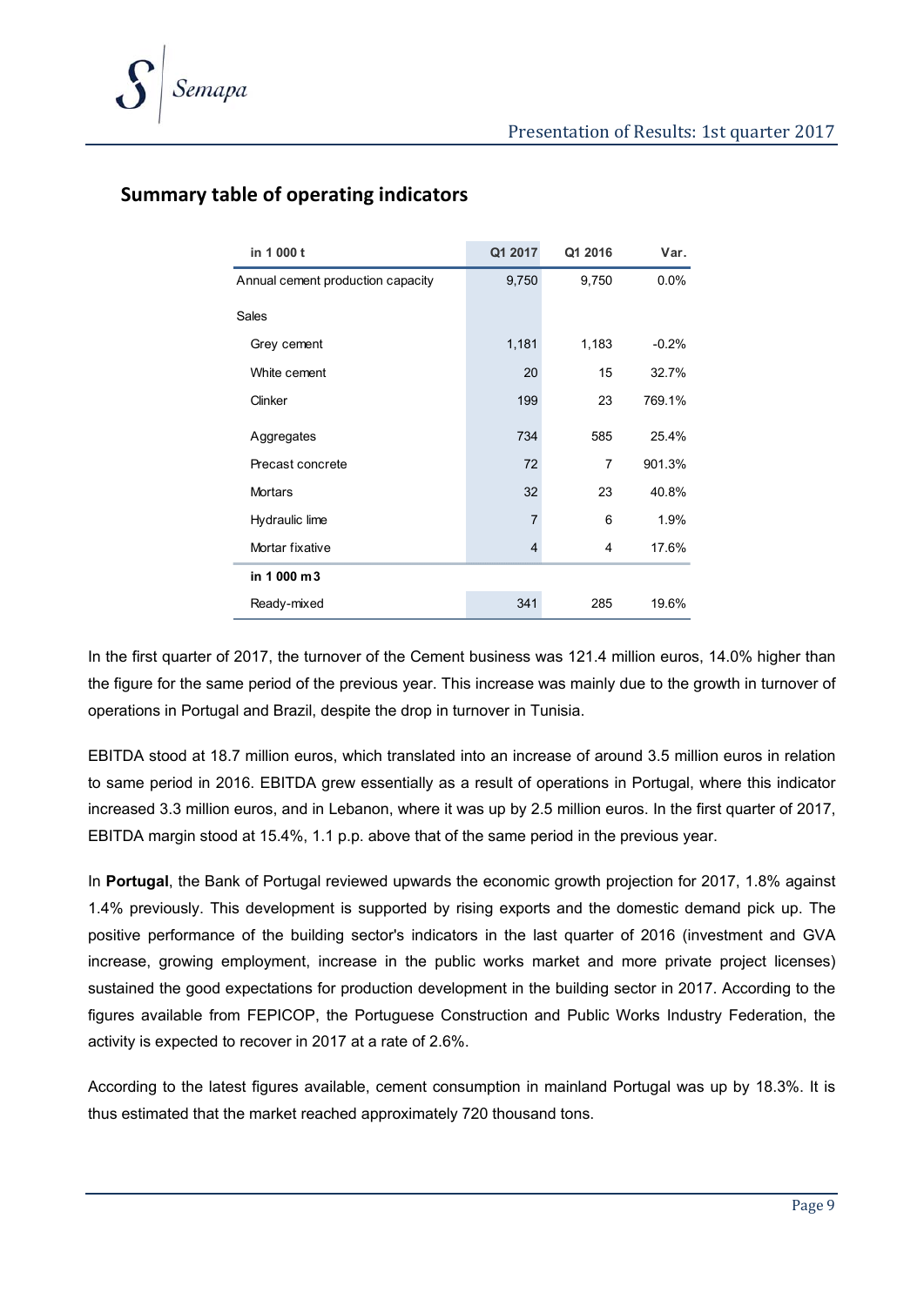## Summary table of operating indicators

| in 1 000 t | Q1 2017 | Q1 2016 | Var. |
|---|---|---|---|
| Annual cement production capacity | 9,750 | 9,750 | 0.0% |
| Sales | | | |
| Grey cement | 1,181 | 1,183 | -0.2% |
| White cement | 20 | 15 | 32.7% |
| Clinker | 199 | 23 | 769.1% |
| Aggregates | 734 | 585 | 25.4% |
| Precast concrete | 72 | 7 | 901.3% |
| Mortars | 32 | 23 | 40.8% |
| Hydraulic lime | 7 | 6 | 1.9% |
| Mortar fixative | 4 | 4 | 17.6% |
| **in 1 000 m3** | | | |
| Ready-mixed | 341 | 285 | 19.6% |

In the first quarter of 2017, the turnover of the Cement business was 121.4 million euros, 14.0% higher than the figure for the same period of the previous year. This increase was mainly due to the growth in turnover of operations in Portugal and Brazil, despite the drop in turnover in Tunisia.

EBITDA stood at 18.7 million euros, which translated into an increase of around 3.5 million euros in relation to same period in 2016. EBITDA grew essentially as a result of operations in Portugal, where this indicator increased 3.3 million euros, and in Lebanon, where it was up by 2.5 million euros. In the first quarter of 2017, EBITDA margin stood at 15.4%, 1.1 p.p. above that of the same period in the previous year.

In **Portugal**, the Bank of Portugal reviewed upwards the economic growth projection for 2017, 1.8% against 1.4% previously. This development is supported by rising exports and the domestic demand pick up. The positive performance of the building sector's indicators in the last quarter of 2016 (investment and GVA increase, growing employment, increase in the public works market and more private project licenses) sustained the good expectations for production development in the building sector in 2017. According to the figures available from FEPICOP, the Portuguese Construction and Public Works Industry Federation, the activity is expected to recover in 2017 at a rate of 2.6%.

According to the latest figures available, cement consumption in mainland Portugal was up by 18.3%. It is thus estimated that the market reached approximately 720 thousand tons.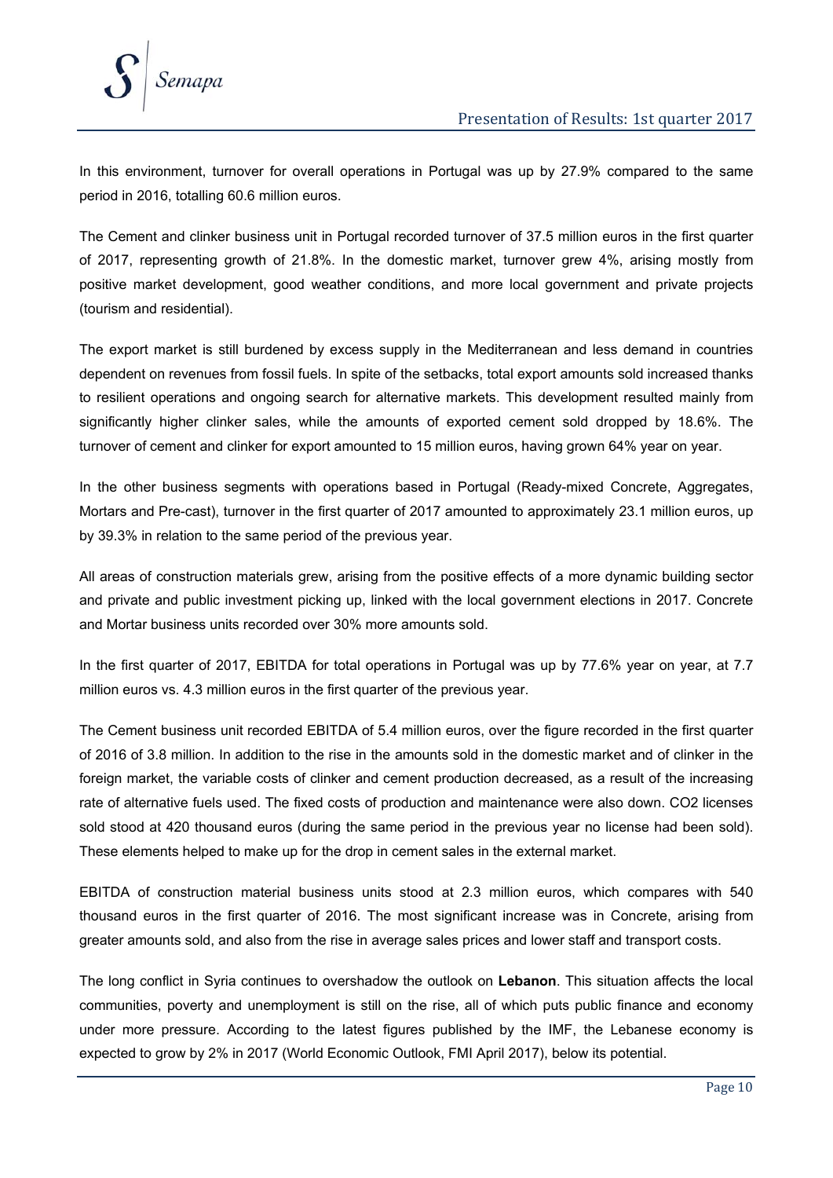In this environment, turnover for overall operations in Portugal was up by 27.9% compared to the same period in 2016, totalling 60.6 million euros.

The Cement and clinker business unit in Portugal recorded turnover of 37.5 million euros in the first quarter of 2017, representing growth of 21.8%. In the domestic market, turnover grew 4%, arising mostly from positive market development, good weather conditions, and more local government and private projects (tourism and residential).

The export market is still burdened by excess supply in the Mediterranean and less demand in countries dependent on revenues from fossil fuels. In spite of the setbacks, total export amounts sold increased thanks to resilient operations and ongoing search for alternative markets. This development resulted mainly from significantly higher clinker sales, while the amounts of exported cement sold dropped by 18.6%. The turnover of cement and clinker for export amounted to 15 million euros, having grown 64% year on year.

In the other business segments with operations based in Portugal (Ready-mixed Concrete, Aggregates, Mortars and Pre-cast), turnover in the first quarter of 2017 amounted to approximately 23.1 million euros, up by 39.3% in relation to the same period of the previous year.

All areas of construction materials grew, arising from the positive effects of a more dynamic building sector and private and public investment picking up, linked with the local government elections in 2017. Concrete and Mortar business units recorded over 30% more amounts sold.

In the first quarter of 2017, EBITDA for total operations in Portugal was up by 77.6% year on year, at 7.7 million euros vs. 4.3 million euros in the first quarter of the previous year.

The Cement business unit recorded EBITDA of 5.4 million euros, over the figure recorded in the first quarter of 2016 of 3.8 million. In addition to the rise in the amounts sold in the domestic market and of clinker in the foreign market, the variable costs of clinker and cement production decreased, as a result of the increasing rate of alternative fuels used. The fixed costs of production and maintenance were also down. $CO_2$ licenses sold stood at 420 thousand euros (during the same period in the previous year no license had been sold). These elements helped to make up for the drop in cement sales in the external market.

EBITDA of construction material business units stood at 2.3 million euros, which compares with 540 thousand euros in the first quarter of 2016. The most significant increase was in Concrete, arising from greater amounts sold, and also from the rise in average sales prices and lower staff and transport costs.

The long conflict in Syria continues to overshadow the outlook on **Lebanon**. This situation affects the local communities, poverty and unemployment is still on the rise, all of which puts public finance and economy under more pressure. According to the latest figures published by the IMF, the Lebanese economy is expected to grow by 2% in 2017 (World Economic Outlook, FMI April 2017), below its potential.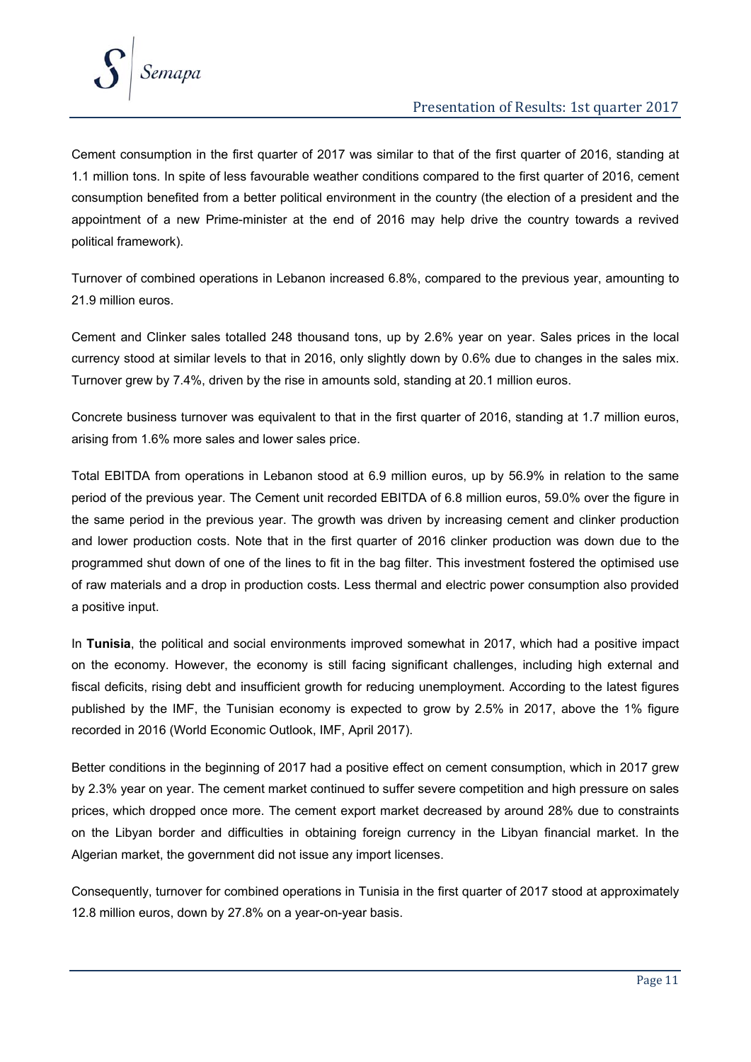Cement consumption in the first quarter of 2017 was similar to that of the first quarter of 2016, standing at 1.1 million tons. In spite of less favourable weather conditions compared to the first quarter of 2016, cement consumption benefited from a better political environment in the country (the election of a president and the appointment of a new Prime-minister at the end of 2016 may help drive the country towards a revived political framework).

Turnover of combined operations in Lebanon increased 6.8%, compared to the previous year, amounting to 21.9 million euros.

Cement and Clinker sales totalled 248 thousand tons, up by 2.6% year on year. Sales prices in the local currency stood at similar levels to that in 2016, only slightly down by 0.6% due to changes in the sales mix. Turnover grew by 7.4%, driven by the rise in amounts sold, standing at 20.1 million euros.

Concrete business turnover was equivalent to that in the first quarter of 2016, standing at 1.7 million euros, arising from 1.6% more sales and lower sales price.

Total EBITDA from operations in Lebanon stood at 6.9 million euros, up by 56.9% in relation to the same period of the previous year. The Cement unit recorded EBITDA of 6.8 million euros, 59.0% over the figure in the same period in the previous year. The growth was driven by increasing cement and clinker production and lower production costs. Note that in the first quarter of 2016 clinker production was down due to the programmed shut down of one of the lines to fit in the bag filter. This investment fostered the optimised use of raw materials and a drop in production costs. Less thermal and electric power consumption also provided a positive input.

In **Tunisia**, the political and social environments improved somewhat in 2017, which had a positive impact on the economy. However, the economy is still facing significant challenges, including high external and fiscal deficits, rising debt and insufficient growth for reducing unemployment. According to the latest figures published by the IMF, the Tunisian economy is expected to grow by 2.5% in 2017, above the 1% figure recorded in 2016 (World Economic Outlook, IMF, April 2017).

Better conditions in the beginning of 2017 had a positive effect on cement consumption, which in 2017 grew by 2.3% year on year. The cement market continued to suffer severe competition and high pressure on sales prices, which dropped once more. The cement export market decreased by around 28% due to constraints on the Libyan border and difficulties in obtaining foreign currency in the Libyan financial market. In the Algerian market, the government did not issue any import licenses.

Consequently, turnover for combined operations in Tunisia in the first quarter of 2017 stood at approximately 12.8 million euros, down by 27.8% on a year-on-year basis.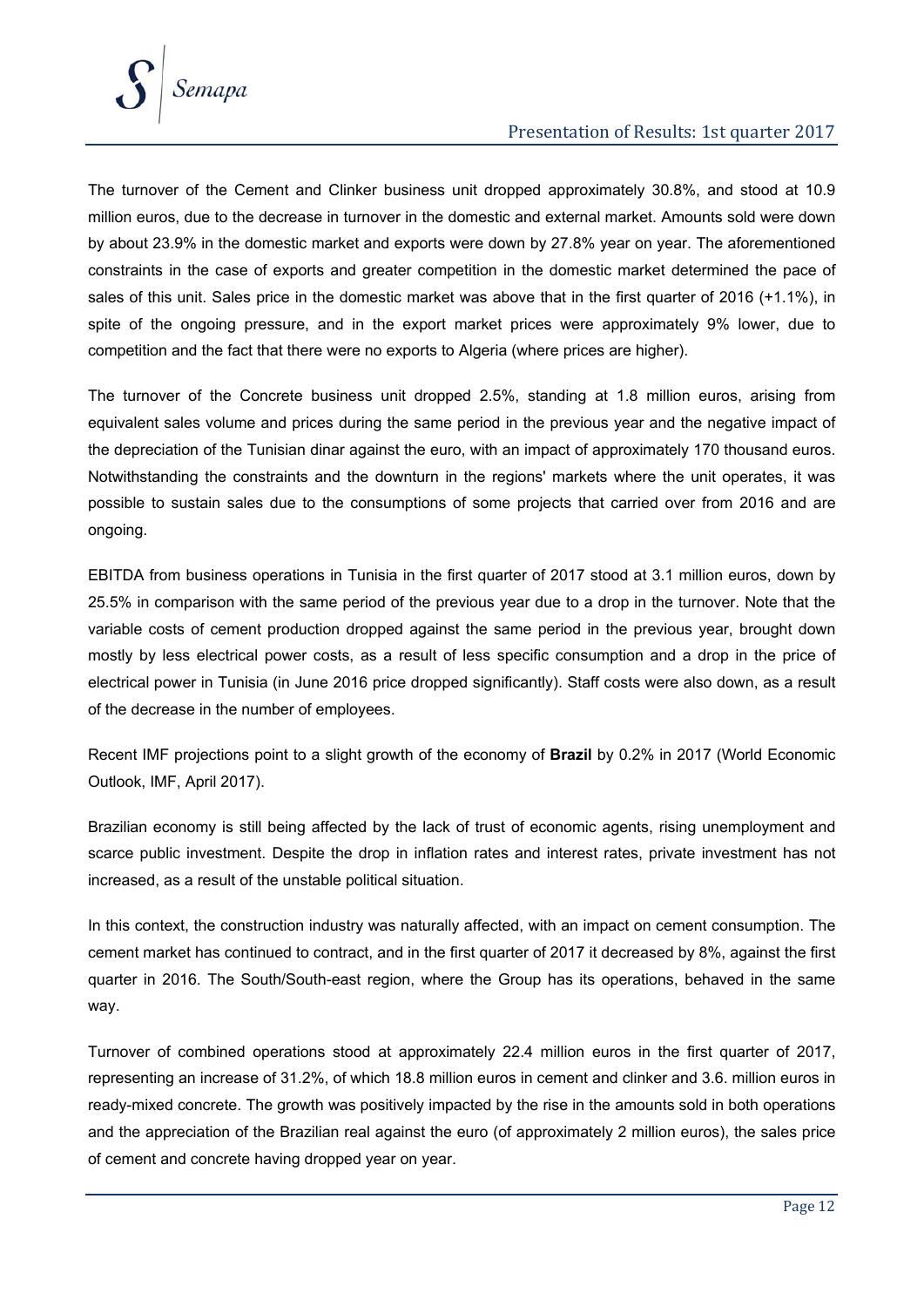The turnover of the Cement and Clinker business unit dropped approximately 30.8%, and stood at 10.9 million euros, due to the decrease in turnover in the domestic and external market. Amounts sold were down by about 23.9% in the domestic market and exports were down by 27.8% year on year. The aforementioned constraints in the case of exports and greater competition in the domestic market determined the pace of sales of this unit. Sales price in the domestic market was above that in the first quarter of 2016 (+1.1%), in spite of the ongoing pressure, and in the export market prices were approximately 9% lower, due to competition and the fact that there were no exports to Algeria (where prices are higher).

The turnover of the Concrete business unit dropped 2.5%, standing at 1.8 million euros, arising from equivalent sales volume and prices during the same period in the previous year and the negative impact of the depreciation of the Tunisian dinar against the euro, with an impact of approximately 170 thousand euros. Notwithstanding the constraints and the downturn in the regions' markets where the unit operates, it was possible to sustain sales due to the consumptions of some projects that carried over from 2016 and are ongoing.

EBITDA from business operations in Tunisia in the first quarter of 2017 stood at 3.1 million euros, down by 25.5% in comparison with the same period of the previous year due to a drop in the turnover. Note that the variable costs of cement production dropped against the same period in the previous year, brought down mostly by less electrical power costs, as a result of less specific consumption and a drop in the price of electrical power in Tunisia (in June 2016 price dropped significantly). Staff costs were also down, as a result of the decrease in the number of employees.

Recent IMF projections point to a slight growth of the economy of **Brazil** by 0.2% in 2017 (World Economic Outlook, IMF, April 2017).

Brazilian economy is still being affected by the lack of trust of economic agents, rising unemployment and scarce public investment. Despite the drop in inflation rates and interest rates, private investment has not increased, as a result of the unstable political situation.

In this context, the construction industry was naturally affected, with an impact on cement consumption. The cement market has continued to contract, and in the first quarter of 2017 it decreased by 8%, against the first quarter in 2016. The South/South-east region, where the Group has its operations, behaved in the same way.

Turnover of combined operations stood at approximately 22.4 million euros in the first quarter of 2017, representing an increase of 31.2%, of which 18.8 million euros in cement and clinker and 3.6. million euros in ready-mixed concrete. The growth was positively impacted by the rise in the amounts sold in both operations and the appreciation of the Brazilian real against the euro (of approximately 2 million euros), the sales price of cement and concrete having dropped year on year.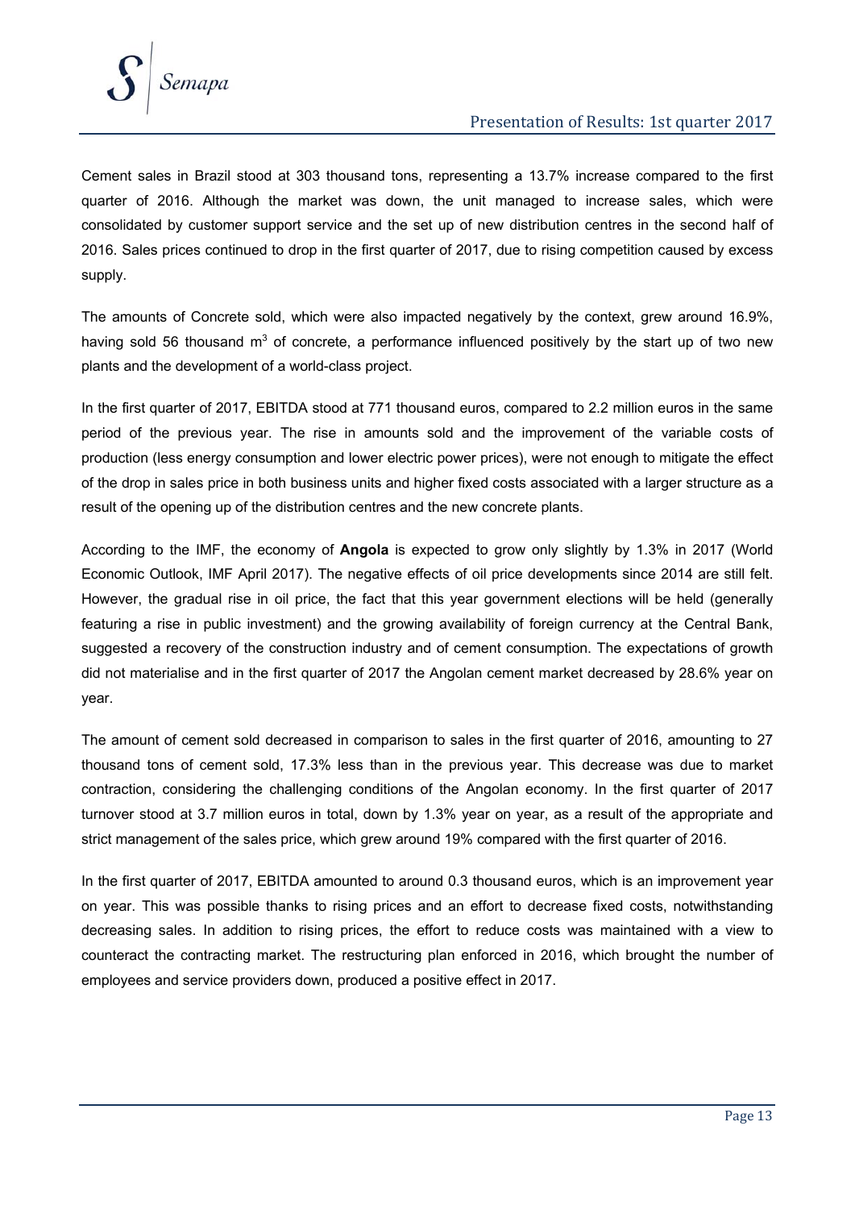Cement sales in Brazil stood at 303 thousand tons, representing a 13.7% increase compared to the first quarter of 2016. Although the market was down, the unit managed to increase sales, which were consolidated by customer support service and the set up of new distribution centres in the second half of 2016. Sales prices continued to drop in the first quarter of 2017, due to rising competition caused by excess supply.

The amounts of Concrete sold, which were also impacted negatively by the context, grew around 16.9%, having sold 56 thousand $m^3$ of concrete, a performance influenced positively by the start up of two new plants and the development of a world-class project.

In the first quarter of 2017, EBITDA stood at 771 thousand euros, compared to 2.2 million euros in the same period of the previous year. The rise in amounts sold and the improvement of the variable costs of production (less energy consumption and lower electric power prices), were not enough to mitigate the effect of the drop in sales price in both business units and higher fixed costs associated with a larger structure as a result of the opening up of the distribution centres and the new concrete plants.

According to the IMF, the economy of **Angola** is expected to grow only slightly by 1.3% in 2017 (World Economic Outlook, IMF April 2017). The negative effects of oil price developments since 2014 are still felt. However, the gradual rise in oil price, the fact that this year government elections will be held (generally featuring a rise in public investment) and the growing availability of foreign currency at the Central Bank, suggested a recovery of the construction industry and of cement consumption. The expectations of growth did not materialise and in the first quarter of 2017 the Angolan cement market decreased by 28.6% year on year.

The amount of cement sold decreased in comparison to sales in the first quarter of 2016, amounting to 27 thousand tons of cement sold, 17.3% less than in the previous year. This decrease was due to market contraction, considering the challenging conditions of the Angolan economy. In the first quarter of 2017 turnover stood at 3.7 million euros in total, down by 1.3% year on year, as a result of the appropriate and strict management of the sales price, which grew around 19% compared with the first quarter of 2016.

In the first quarter of 2017, EBITDA amounted to around 0.3 thousand euros, which is an improvement year on year. This was possible thanks to rising prices and an effort to decrease fixed costs, notwithstanding decreasing sales. In addition to rising prices, the effort to reduce costs was maintained with a view to counteract the contracting market. The restructuring plan enforced in 2016, which brought the number of employees and service providers down, produced a positive effect in 2017.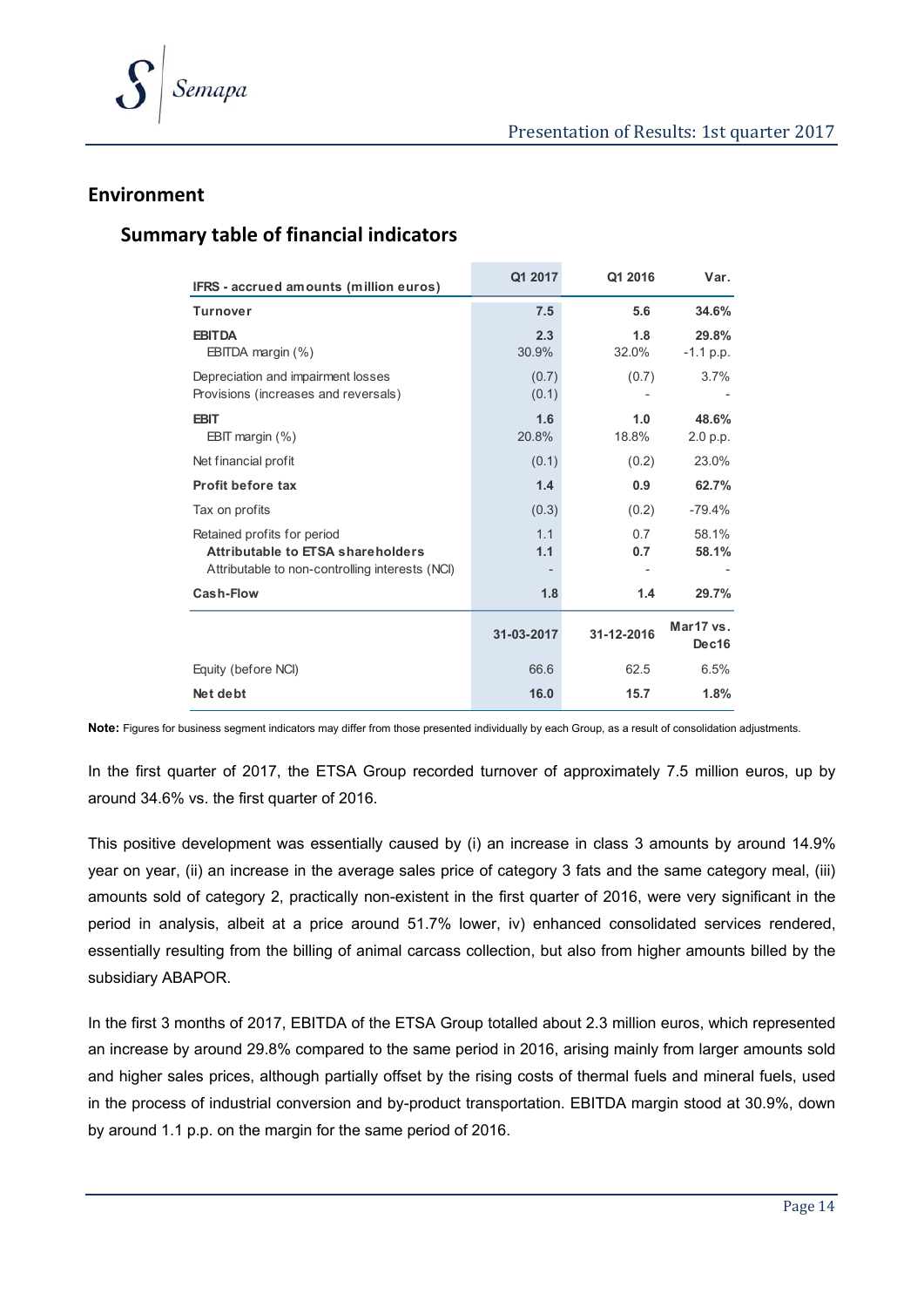## Environment

### Summary table of financial indicators

| IFRS - accrued amounts (million euros) | Q1 2017 | Q1 2016 | Var. |
|---|---|---|---|
| **Turnover** | **7.5** | **5.6** | **34.6%** |
| **EBITDA** | **2.3** | **1.8** | **29.8%** |
| EBITDA margin (%) | 30.9% | 32.0% | -1.1 p.p. |
| Depreciation and impairment losses | (0.7) | (0.7) | 3.7% |
| Provisions (increases and reversals) | (0.1) | - | - |
| **EBIT** | **1.6** | **1.0** | **48.6%** |
| EBIT margin (%) | 20.8% | 18.8% | 2.0 p.p. |
| Net financial profit | (0.1) | (0.2) | 23.0% |
| **Profit before tax** | **1.4** | **0.9** | **62.7%** |
| Tax on profits | (0.3) | (0.2) | -79.4% |
| Retained profits for period | 1.1 | 0.7 | 58.1% |
| **Attributable to ETSA shareholders** | **1.1** | **0.7** | **58.1%** |
| Attributable to non-controlling interests (NCI) | - | - | - |
| **Cash-Flow** | **1.8** | **1.4** | **29.7%** |
| | **31-03-2017** | **31-12-2016** | **Mar17 vs. Dec16** |
| Equity (before NCI) | 66.6 | 62.5 | 6.5% |
| **Net debt** | **16.0** | **15.7** | **1.8%** |

**Note:** Figures for business segment indicators may differ from those presented individually by each Group, as a result of consolidation adjustments.

In the first quarter of 2017, the ETSA Group recorded turnover of approximately 7.5 million euros, up by around 34.6% vs. the first quarter of 2016.

This positive development was essentially caused by (i) an increase in class 3 amounts by around 14.9% year on year, (ii) an increase in the average sales price of category 3 fats and the same category meal, (iii) amounts sold of category 2, practically non-existent in the first quarter of 2016, were very significant in the period in analysis, albeit at a price around 51.7% lower, iv) enhanced consolidated services rendered, essentially resulting from the billing of animal carcass collection, but also from higher amounts billed by the subsidiary ABAPOR.

In the first 3 months of 2017, EBITDA of the ETSA Group totalled about 2.3 million euros, which represented an increase by around 29.8% compared to the same period in 2016, arising mainly from larger amounts sold and higher sales prices, although partially offset by the rising costs of thermal fuels and mineral fuels, used in the process of industrial conversion and by-product transportation. EBITDA margin stood at 30.9%, down by around 1.1 p.p. on the margin for the same period of 2016.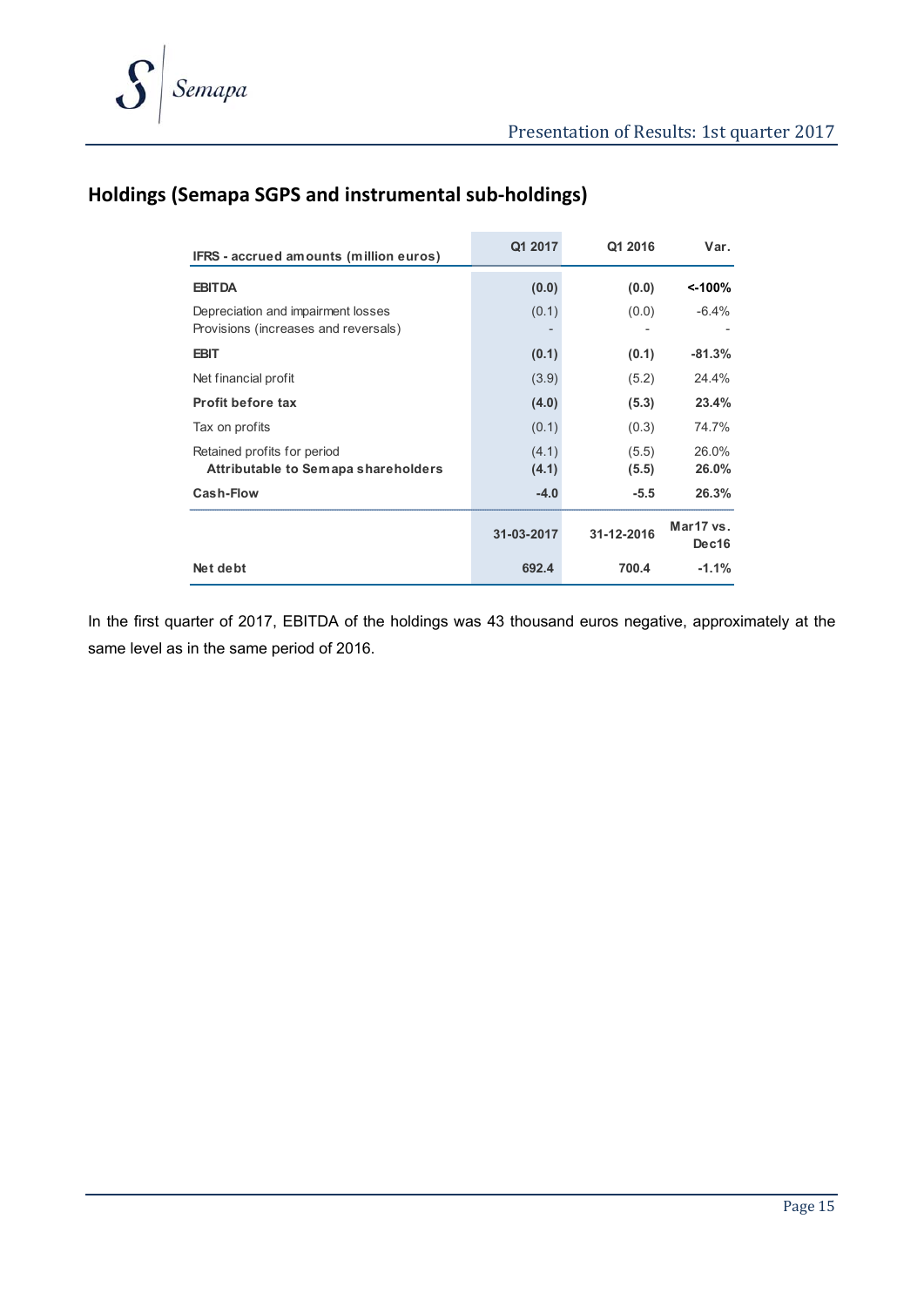## Holdings (Semapa SGPS and instrumental sub-holdings)

| IFRS - accrued amounts (million euros) | Q1 2017 | Q1 2016 | Var. |
|---|---|---|---|
| **EBITDA** | **(0.0)** | **(0.0)** | **<-100%** |
| Depreciation and impairment losses | (0.1) | (0.0) | -6.4% |
| Provisions (increases and reversals) | - | - | - |
| **EBIT** | **(0.1)** | **(0.1)** | **-81.3%** |
| Net financial profit | (3.9) | (5.2) | 24.4% |
| **Profit before tax** | **(4.0)** | **(5.3)** | **23.4%** |
| Tax on profits | (0.1) | (0.3) | 74.7% |
| Retained profits for period | (4.1) | (5.5) | 26.0% |
| **Attributable to Semapa shareholders** | **(4.1)** | **(5.5)** | **26.0%** |
| **Cash-Flow** | **-4.0** | **-5.5** | **26.3%** |
| | **31-03-2017** | **31-12-2016** | **Mar17 vs. Dec16** |
| **Net debt** | **692.4** | **700.4** | **-1.1%** |

In the first quarter of 2017, EBITDA of the holdings was 43 thousand euros negative, approximately at the same level as in the same period of 2016.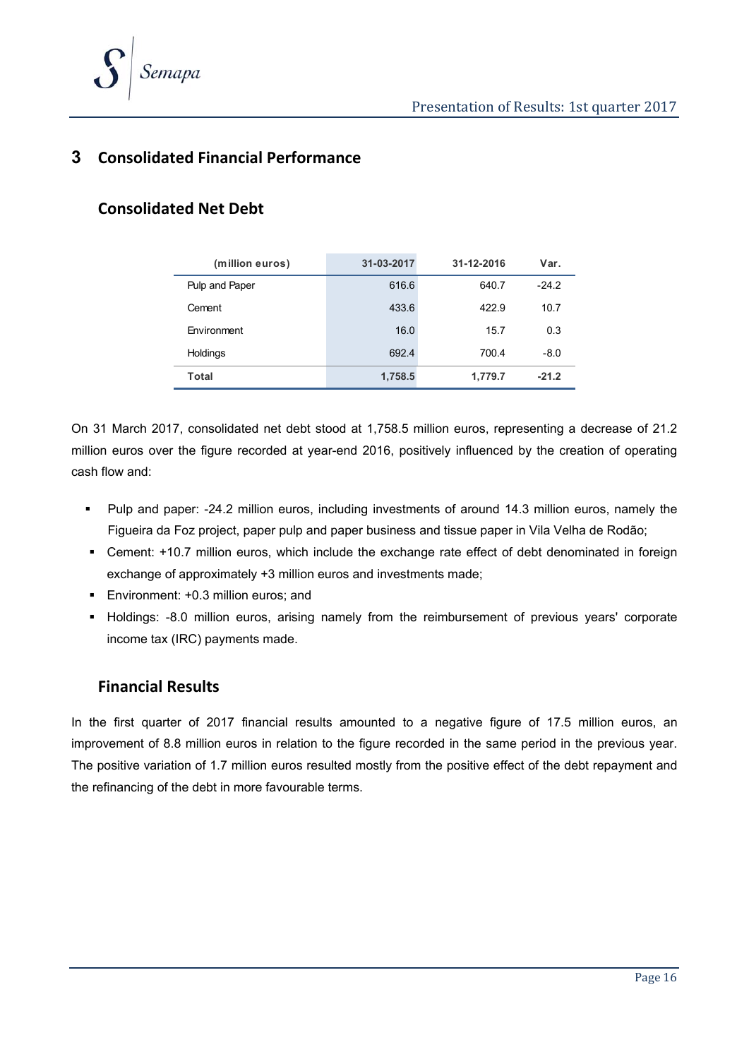## 3 Consolidated Financial Performance

### Consolidated Net Debt

| (million euros) | 31-03-2017 | 31-12-2016 | Var. |
|---|---|---|---|
| Pulp and Paper | 616.6 | 640.7 | -24.2 |
| Cement | 433.6 | 422.9 | 10.7 |
| Environment | 16.0 | 15.7 | 0.3 |
| Holdings | 692.4 | 700.4 | -8.0 |
| **Total** | **1,758.5** | **1,779.7** | **-21.2** |

On 31 March 2017, consolidated net debt stood at 1,758.5 million euros, representing a decrease of 21.2 million euros over the figure recorded at year-end 2016, positively influenced by the creation of operating cash flow and:

- Pulp and paper: -24.2 million euros, including investments of around 14.3 million euros, namely the Figueira da Foz project, paper pulp and paper business and tissue paper in Vila Velha de Rodão;
- Cement: +10.7 million euros, which include the exchange rate effect of debt denominated in foreign exchange of approximately +3 million euros and investments made;
- Environment: +0.3 million euros; and
- Holdings: -8.0 million euros, arising namely from the reimbursement of previous years' corporate income tax (IRC) payments made.

### Financial Results

In the first quarter of 2017 financial results amounted to a negative figure of 17.5 million euros, an improvement of 8.8 million euros in relation to the figure recorded in the same period in the previous year. The positive variation of 1.7 million euros resulted mostly from the positive effect of the debt repayment and the refinancing of the debt in more favourable terms.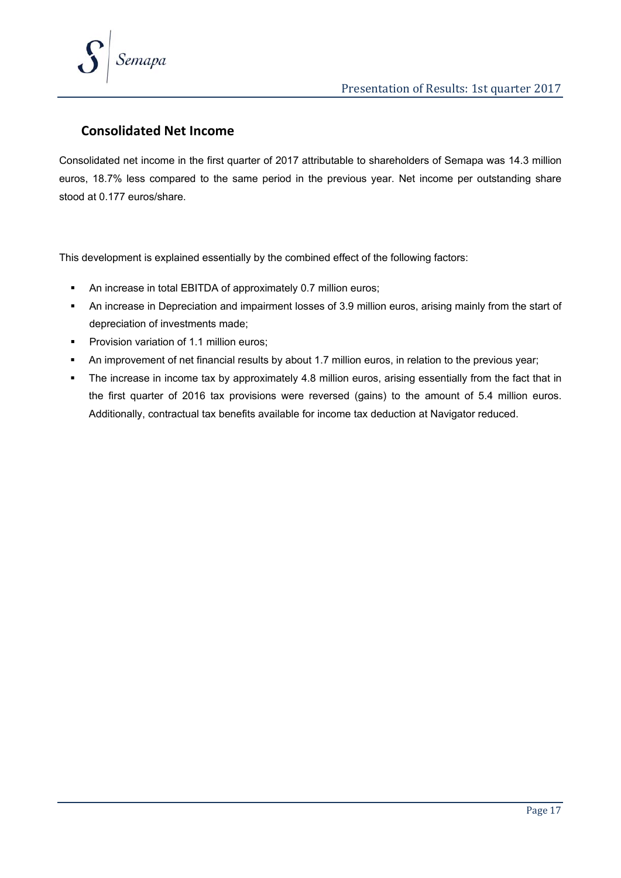## Consolidated Net Income

Consolidated net income in the first quarter of 2017 attributable to shareholders of Semapa was 14.3 million euros, 18.7% less compared to the same period in the previous year. Net income per outstanding share stood at 0.177 euros/share.

This development is explained essentially by the combined effect of the following factors:

- An increase in total EBITDA of approximately 0.7 million euros;
- An increase in Depreciation and impairment losses of 3.9 million euros, arising mainly from the start of depreciation of investments made;
- Provision variation of 1.1 million euros;
- An improvement of net financial results by about 1.7 million euros, in relation to the previous year;
- The increase in income tax by approximately 4.8 million euros, arising essentially from the fact that in the first quarter of 2016 tax provisions were reversed (gains) to the amount of 5.4 million euros. Additionally, contractual tax benefits available for income tax deduction at Navigator reduced.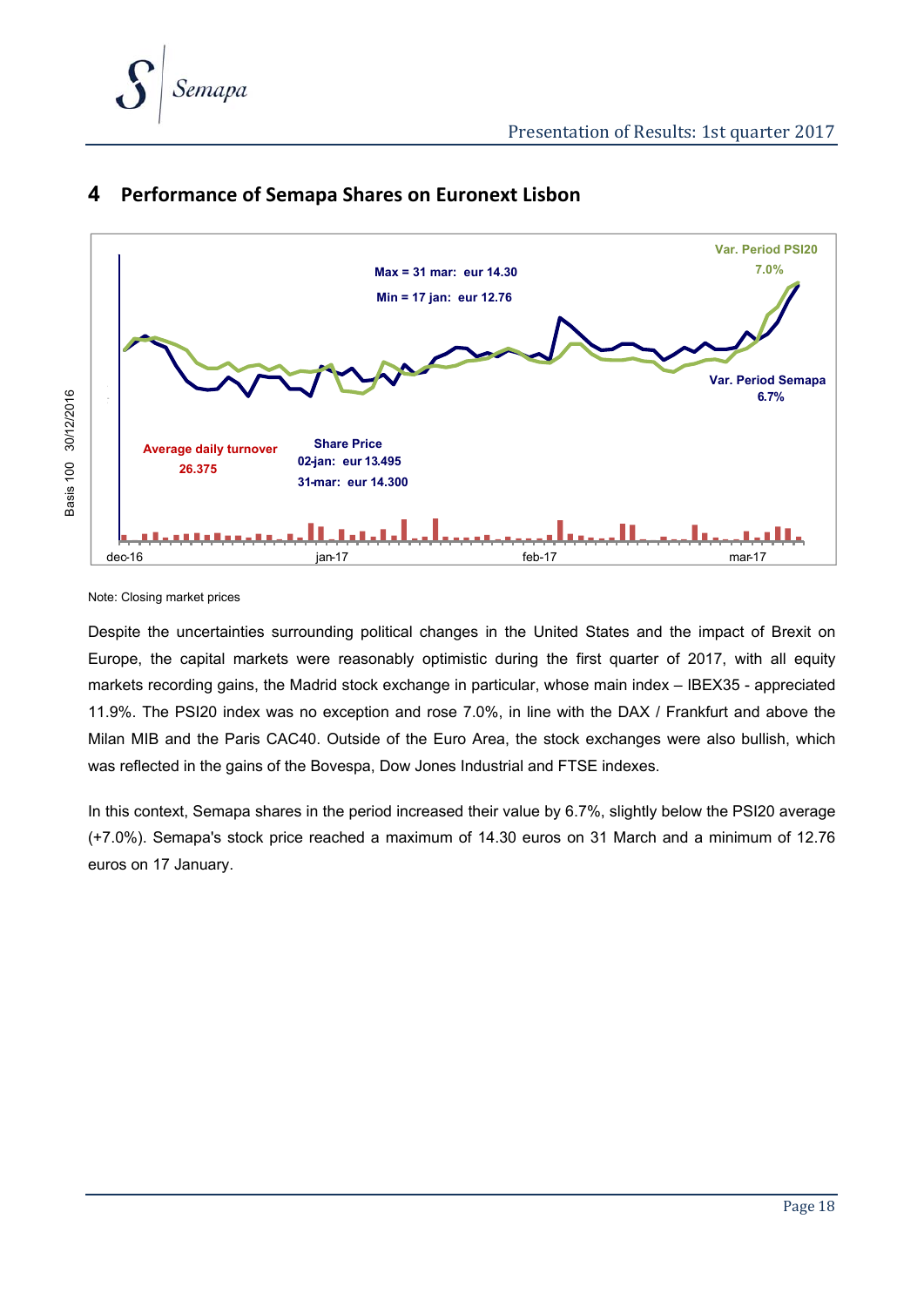## 4 Performance of Semapa Shares on Euronext Lisbon

Var. Period PSI20
7.0%

Max = 31 mar: eur 14.30

Min = 17 jan: eur 12.76

Var. Period Semapa
6.7%

Average daily turnover
26.375

Share Price
02-jan: eur 13.495
31-mar: eur 14.300

Basis 100 30/12/2016

dec-16 jan-17 feb-17 mar-17

Note: Closing market prices

Despite the uncertainties surrounding political changes in the United States and the impact of Brexit on Europe, the capital markets were reasonably optimistic during the first quarter of 2017, with all equity markets recording gains, the Madrid stock exchange in particular, whose main index – IBEX35 - appreciated 11.9%. The PSI20 index was no exception and rose 7.0%, in line with the DAX / Frankfurt and above the Milan MIB and the Paris CAC40. Outside of the Euro Area, the stock exchanges were also bullish, which was reflected in the gains of the Bovespa, Dow Jones Industrial and FTSE indexes.

In this context, Semapa shares in the period increased their value by 6.7%, slightly below the PSI20 average (+7.0%). Semapa's stock price reached a maximum of 14.30 euros on 31 March and a minimum of 12.76 euros on 17 January.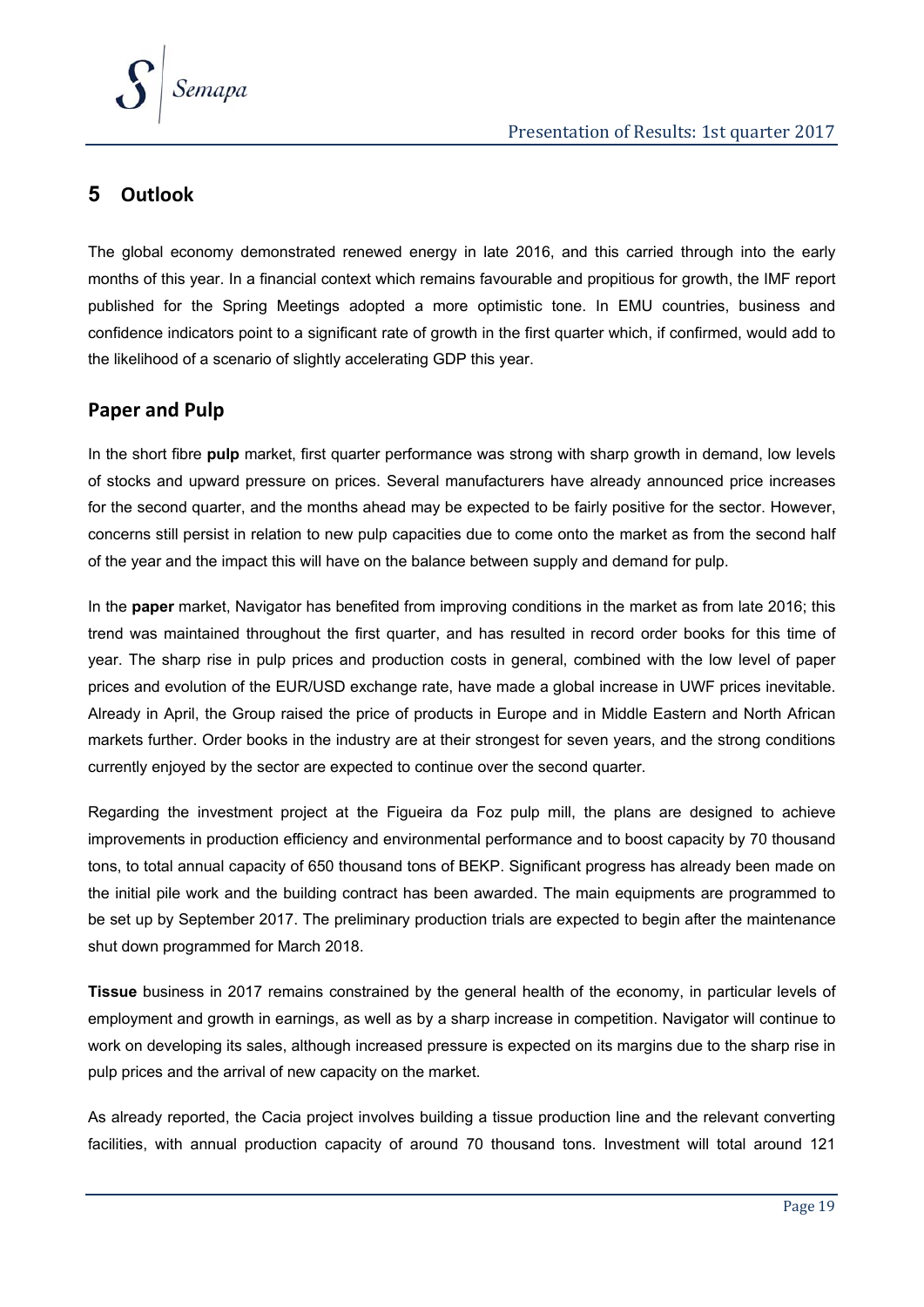## 5 Outlook

The global economy demonstrated renewed energy in late 2016, and this carried through into the early months of this year. In a financial context which remains favourable and propitious for growth, the IMF report published for the Spring Meetings adopted a more optimistic tone. In EMU countries, business and confidence indicators point to a significant rate of growth in the first quarter which, if confirmed, would add to the likelihood of a scenario of slightly accelerating GDP this year.

### Paper and Pulp

In the short fibre **pulp** market, first quarter performance was strong with sharp growth in demand, low levels of stocks and upward pressure on prices. Several manufacturers have already announced price increases for the second quarter, and the months ahead may be expected to be fairly positive for the sector. However, concerns still persist in relation to new pulp capacities due to come onto the market as from the second half of the year and the impact this will have on the balance between supply and demand for pulp.

In the **paper** market, Navigator has benefited from improving conditions in the market as from late 2016; this trend was maintained throughout the first quarter, and has resulted in record order books for this time of year. The sharp rise in pulp prices and production costs in general, combined with the low level of paper prices and evolution of the EUR/USD exchange rate, have made a global increase in UWF prices inevitable. Already in April, the Group raised the price of products in Europe and in Middle Eastern and North African markets further. Order books in the industry are at their strongest for seven years, and the strong conditions currently enjoyed by the sector are expected to continue over the second quarter.

Regarding the investment project at the Figueira da Foz pulp mill, the plans are designed to achieve improvements in production efficiency and environmental performance and to boost capacity by 70 thousand tons, to total annual capacity of 650 thousand tons of BEKP. Significant progress has already been made on the initial pile work and the building contract has been awarded. The main equipments are programmed to be set up by September 2017. The preliminary production trials are expected to begin after the maintenance shut down programmed for March 2018.

**Tissue** business in 2017 remains constrained by the general health of the economy, in particular levels of employment and growth in earnings, as well as by a sharp increase in competition. Navigator will continue to work on developing its sales, although increased pressure is expected on its margins due to the sharp rise in pulp prices and the arrival of new capacity on the market.

As already reported, the Cacia project involves building a tissue production line and the relevant converting facilities, with annual production capacity of around 70 thousand tons. Investment will total around 121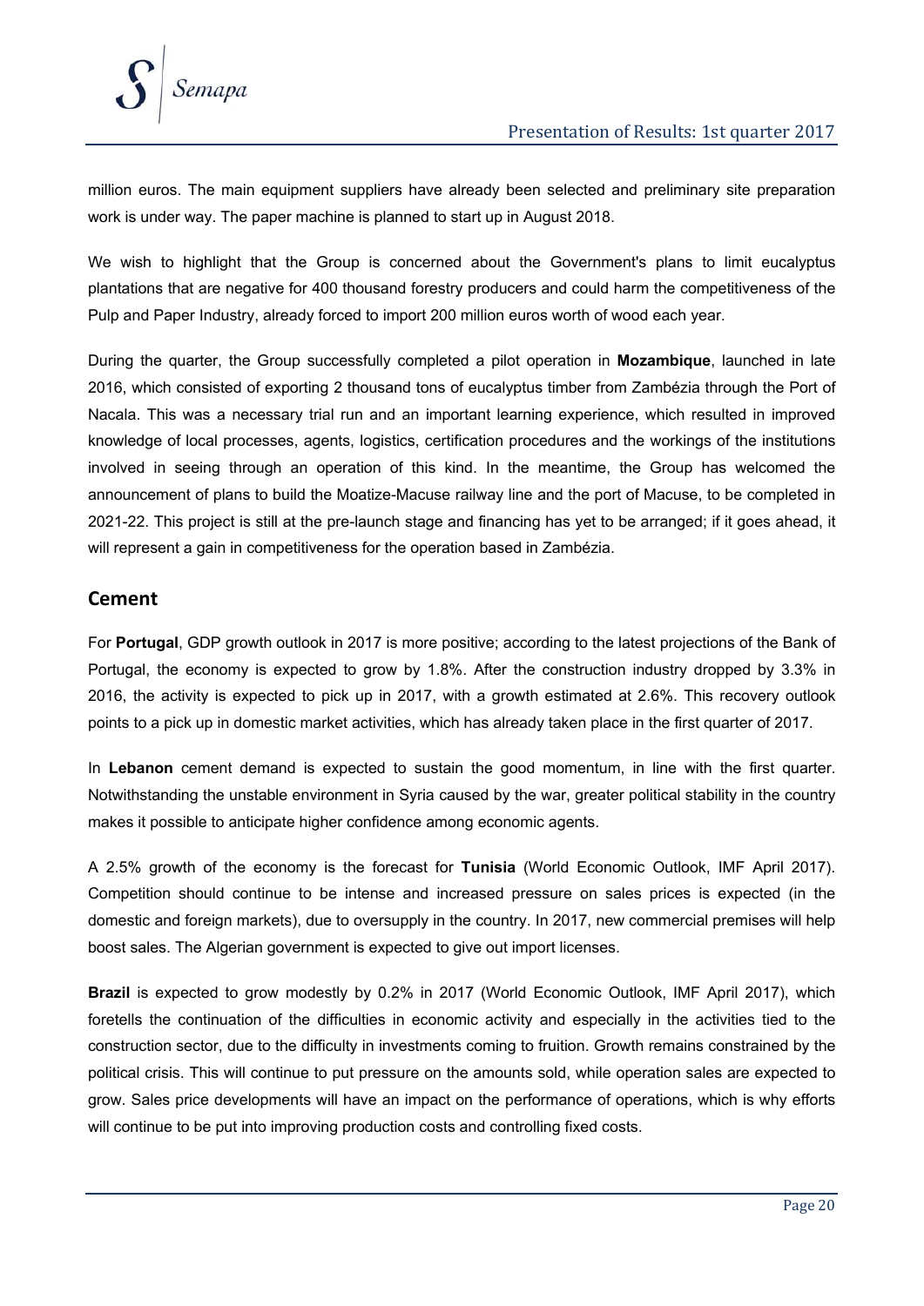million euros. The main equipment suppliers have already been selected and preliminary site preparation work is under way. The paper machine is planned to start up in August 2018.

We wish to highlight that the Group is concerned about the Government's plans to limit eucalyptus plantations that are negative for 400 thousand forestry producers and could harm the competitiveness of the Pulp and Paper Industry, already forced to import 200 million euros worth of wood each year.

During the quarter, the Group successfully completed a pilot operation in **Mozambique**, launched in late 2016, which consisted of exporting 2 thousand tons of eucalyptus timber from Zambézia through the Port of Nacala. This was a necessary trial run and an important learning experience, which resulted in improved knowledge of local processes, agents, logistics, certification procedures and the workings of the institutions involved in seeing through an operation of this kind. In the meantime, the Group has welcomed the announcement of plans to build the Moatize-Macuse railway line and the port of Macuse, to be completed in 2021-22. This project is still at the pre-launch stage and financing has yet to be arranged; if it goes ahead, it will represent a gain in competitiveness for the operation based in Zambézia.

## Cement

For **Portugal**, GDP growth outlook in 2017 is more positive; according to the latest projections of the Bank of Portugal, the economy is expected to grow by 1.8%. After the construction industry dropped by 3.3% in 2016, the activity is expected to pick up in 2017, with a growth estimated at 2.6%. This recovery outlook points to a pick up in domestic market activities, which has already taken place in the first quarter of 2017.

In **Lebanon** cement demand is expected to sustain the good momentum, in line with the first quarter. Notwithstanding the unstable environment in Syria caused by the war, greater political stability in the country makes it possible to anticipate higher confidence among economic agents.

A 2.5% growth of the economy is the forecast for **Tunisia** (World Economic Outlook, IMF April 2017). Competition should continue to be intense and increased pressure on sales prices is expected (in the domestic and foreign markets), due to oversupply in the country. In 2017, new commercial premises will help boost sales. The Algerian government is expected to give out import licenses.

**Brazil** is expected to grow modestly by 0.2% in 2017 (World Economic Outlook, IMF April 2017), which foretells the continuation of the difficulties in economic activity and especially in the activities tied to the construction sector, due to the difficulty in investments coming to fruition. Growth remains constrained by the political crisis. This will continue to put pressure on the amounts sold, while operation sales are expected to grow. Sales price developments will have an impact on the performance of operations, which is why efforts will continue to be put into improving production costs and controlling fixed costs.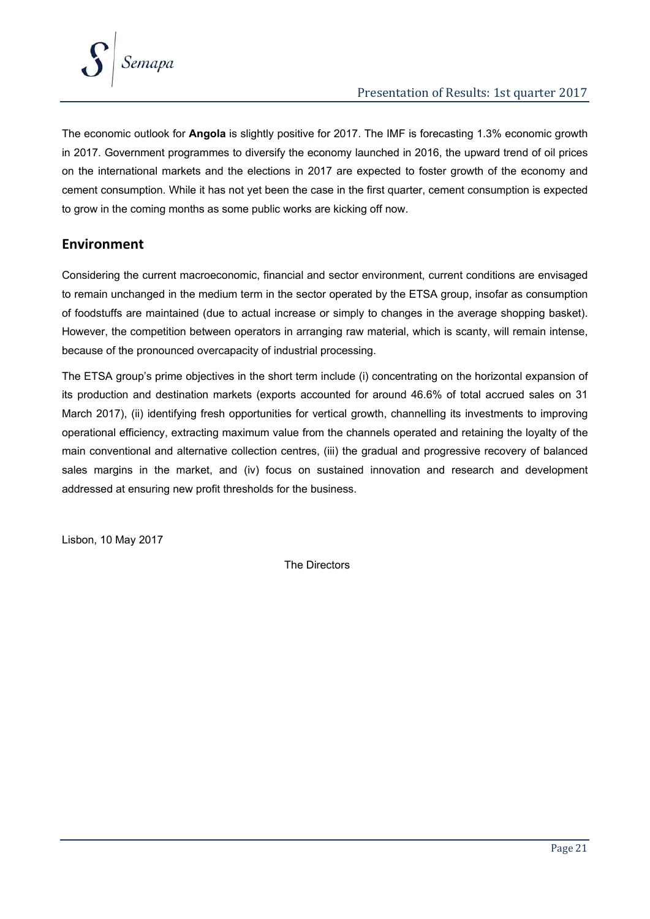The economic outlook for **Angola** is slightly positive for 2017. The IMF is forecasting 1.3% economic growth in 2017. Government programmes to diversify the economy launched in 2016, the upward trend of oil prices on the international markets and the elections in 2017 are expected to foster growth of the economy and cement consumption. While it has not yet been the case in the first quarter, cement consumption is expected to grow in the coming months as some public works are kicking off now.

## Environment

Considering the current macroeconomic, financial and sector environment, current conditions are envisaged to remain unchanged in the medium term in the sector operated by the ETSA group, insofar as consumption of foodstuffs are maintained (due to actual increase or simply to changes in the average shopping basket). However, the competition between operators in arranging raw material, which is scanty, will remain intense, because of the pronounced overcapacity of industrial processing.

The ETSA group's prime objectives in the short term include (i) concentrating on the horizontal expansion of its production and destination markets (exports accounted for around 46.6% of total accrued sales on 31 March 2017), (ii) identifying fresh opportunities for vertical growth, channelling its investments to improving operational efficiency, extracting maximum value from the channels operated and retaining the loyalty of the main conventional and alternative collection centres, (iii) the gradual and progressive recovery of balanced sales margins in the market, and (iv) focus on sustained innovation and research and development addressed at ensuring new profit thresholds for the business.

Lisbon, 10 May 2017

The Directors